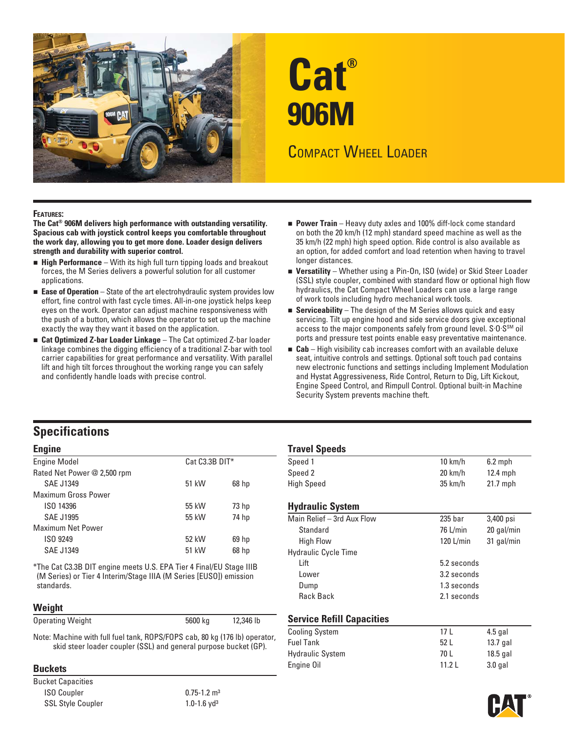# Cat® 906M

## Compact Wheel Loader

**Features:**

**The Cat® 906M delivers high performance with outstanding versatility. Spacious cab with joystick control keeps you comfortable throughout the work day, allowing you to get more done. Loader design delivers strength and durability with superior control.**

- **High Performance** – With its high full turn tipping loads and breakout forces, the M Series delivers a powerful solution for all customer applications.
- **Ease of Operation** – State of the art electrohydraulic system provides low effort, fine control with fast cycle times. All-in-one joystick helps keep eyes on the work. Operator can adjust machine responsiveness with the push of a button, which allows the operator to set up the machine exactly the way they want it based on the application.
- **Cat Optimized Z-bar Loader Linkage** – The Cat optimized Z-bar loader linkage combines the digging efficiency of a traditional Z-bar with tool carrier capabilities for great performance and versatility. With parallel lift and high tilt forces throughout the working range you can safely and confidently handle loads with precise control.
- **Power Train** – Heavy duty axles and 100% diff-lock come standard on both the 20 km/h (12 mph) standard speed machine as well as the 35 km/h (22 mph) high speed option. Ride control is also available as an option, for added comfort and load retention when having to travel longer distances.
- **Versatility** – Whether using a Pin-On, ISO (wide) or Skid Steer Loader (SSL) style coupler, combined with standard flow or optional high flow hydraulics, the Cat Compact Wheel Loaders can use a large range of work tools including hydro mechanical work tools.
- **Serviceability** – The design of the M Series allows quick and easy servicing. Tilt up engine hood and side service doors give exceptional access to the major components safely from ground level. S·O·S℠ oil ports and pressure test points enable easy preventative maintenance.
- **Cab** – High visibility cab increases comfort with an available deluxe seat, intuitive controls and settings. Optional soft touch pad contains new electronic functions and settings including Implement Modulation and Hystat Aggressiveness, Ride Control, Return to Dig, Lift Kickout, Engine Speed Control, and Rimpull Control. Optional built-in Machine Security System prevents machine theft.

## Specifications

### Engine

| | | |
|---|---|---|
| Engine Model | Cat C3.3B DIT* | |
| Rated Net Power @ 2,500 rpm | | |
| SAE J1349 | 51 kW | 68 hp |
| Maximum Gross Power | | |
| ISO 14396 | 55 kW | 73 hp |
| SAE J1995 | 55 kW | 74 hp |
| Maximum Net Power | | |
| ISO 9249 | 52 kW | 69 hp |
| SAE J1349 | 51 kW | 68 hp |

*The Cat C3.3B DIT engine meets U.S. EPA Tier 4 Final/EU Stage IIIB (M Series) or Tier 4 Interim/Stage IIIA (M Series [EUSO]) emission standards.

### Weight

| | | |
|---|---|---|
| Operating Weight | 5600 kg | 12,346 lb |

Note: Machine with full fuel tank, ROPS/FOPS cab, 80 kg (176 lb) operator, skid steer loader coupler (SSL) and general purpose bucket (GP).

### Buckets

| | |
|---|---|
| Bucket Capacities | |
| ISO Coupler | 0.75-1.2 m³ |
| SSL Style Coupler | 1.0-1.6 yd³ |

### Travel Speeds

| | | |
|---|---|---|
| Speed 1 | 10 km/h | 6.2 mph |
| Speed 2 | 20 km/h | 12.4 mph |
| High Speed | 35 km/h | 21.7 mph |

### Hydraulic System

| | | |
|---|---|---|
| Main Relief – 3rd Aux Flow | 235 bar | 3,400 psi |
| Standard | 76 L/min | 20 gal/min |
| High Flow | 120 L/min | 31 gal/min |
| Hydraulic Cycle Time | | |
| Lift | 5.2 seconds | |
| Lower | 3.2 seconds | |
| Dump | 1.3 seconds | |
| Rack Back | 2.1 seconds | |

### Service Refill Capacities

| | | |
|---|---|---|
| Cooling System | 17 L | 4.5 gal |
| Fuel Tank | 52 L | 13.7 gal |
| Hydraulic System | 70 L | 18.5 gal |
| Engine Oil | 11.2 L | 3.0 gal |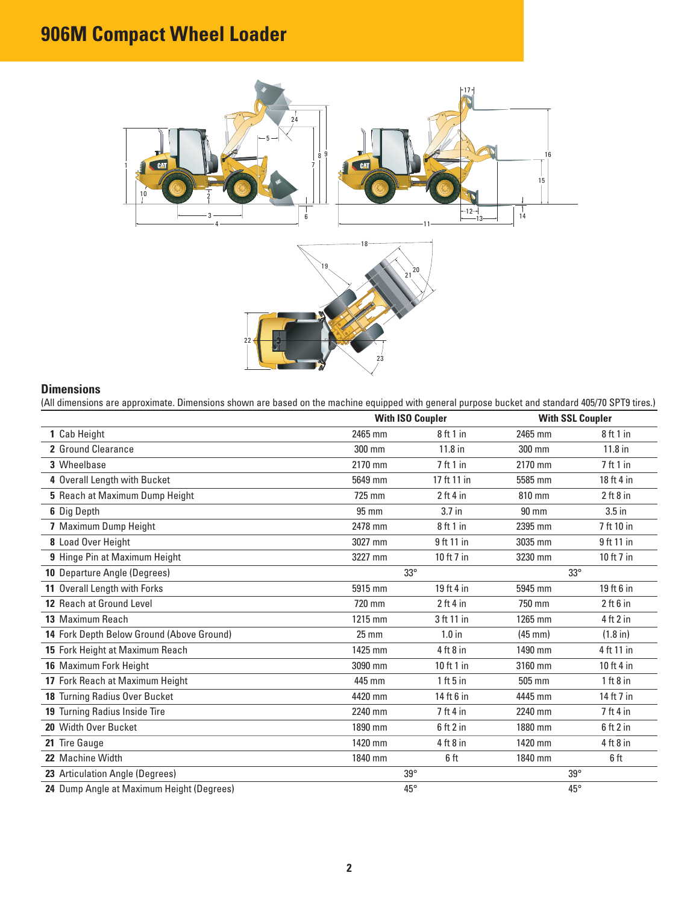# 906M Compact Wheel Loader

## Dimensions

(All dimensions are approximate. Dimensions shown are based on the machine equipped with general purpose bucket and standard 405/70 SPT9 tires.)

| | With ISO Coupler | | With SSL Coupler | |
|---|---|---|---|---|
| **1** Cab Height | 2465 mm | 8 ft 1 in | 2465 mm | 8 ft 1 in |
| **2** Ground Clearance | 300 mm | 11.8 in | 300 mm | 11.8 in |
| **3** Wheelbase | 2170 mm | 7 ft 1 in | 2170 mm | 7 ft 1 in |
| **4** Overall Length with Bucket | 5649 mm | 17 ft 11 in | 5585 mm | 18 ft 4 in |
| **5** Reach at Maximum Dump Height | 725 mm | 2 ft 4 in | 810 mm | 2 ft 8 in |
| **6** Dig Depth | 95 mm | 3.7 in | 90 mm | 3.5 in |
| **7** Maximum Dump Height | 2478 mm | 8 ft 1 in | 2395 mm | 7 ft 10 in |
| **8** Load Over Height | 3027 mm | 9 ft 11 in | 3035 mm | 9 ft 11 in |
| **9** Hinge Pin at Maximum Height | 3227 mm | 10 ft 7 in | 3230 mm | 10 ft 7 in |
| **10** Departure Angle (Degrees) | 33° | | 33° | |
| **11** Overall Length with Forks | 5915 mm | 19 ft 4 in | 5945 mm | 19 ft 6 in |
| **12** Reach at Ground Level | 720 mm | 2 ft 4 in | 750 mm | 2 ft 6 in |
| **13** Maximum Reach | 1215 mm | 3 ft 11 in | 1265 mm | 4 ft 2 in |
| **14** Fork Depth Below Ground (Above Ground) | 25 mm | 1.0 in | (45 mm) | (1.8 in) |
| **15** Fork Height at Maximum Reach | 1425 mm | 4 ft 8 in | 1490 mm | 4 ft 11 in |
| **16** Maximum Fork Height | 3090 mm | 10 ft 1 in | 3160 mm | 10 ft 4 in |
| **17** Fork Reach at Maximum Height | 445 mm | 1 ft 5 in | 505 mm | 1 ft 8 in |
| **18** Turning Radius Over Bucket | 4420 mm | 14 ft 6 in | 4445 mm | 14 ft 7 in |
| **19** Turning Radius Inside Tire | 2240 mm | 7 ft 4 in | 2240 mm | 7 ft 4 in |
| **20** Width Over Bucket | 1890 mm | 6 ft 2 in | 1880 mm | 6 ft 2 in |
| **21** Tire Gauge | 1420 mm | 4 ft 8 in | 1420 mm | 4 ft 8 in |
| **22** Machine Width | 1840 mm | 6 ft | 1840 mm | 6 ft |
| **23** Articulation Angle (Degrees) | 39° | | 39° | |
| **24** Dump Angle at Maximum Height (Degrees) | 45° | | 45° | |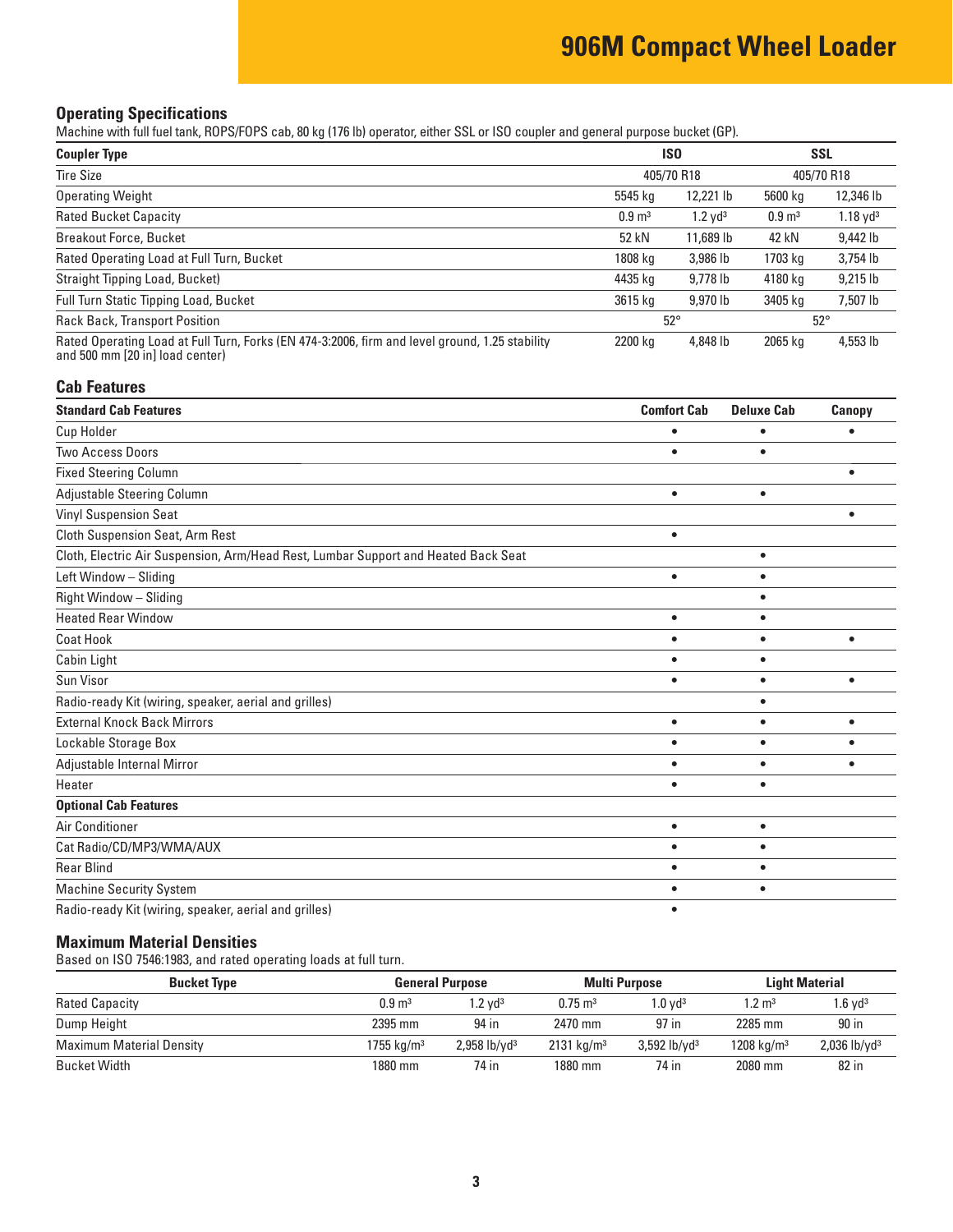# 906M Compact Wheel Loader

## Operating Specifications

Machine with full fuel tank, ROPS/FOPS cab, 80 kg (176 lb) operator, either SSL or ISO coupler and general purpose bucket (GP).

| Coupler Type | ISO | | SSL | |
|---|---|---|---|---|
| Tire Size | 405/70 R18 | | 405/70 R18 | |
| Operating Weight | 5545 kg | 12,221 lb | 5600 kg | 12,346 lb |
| Rated Bucket Capacity | 0.9 m³ | 1.2 yd³ | 0.9 m³ | 1.18 yd³ |
| Breakout Force, Bucket | 52 kN | 11,689 lb | 42 kN | 9,442 lb |
| Rated Operating Load at Full Turn, Bucket | 1808 kg | 3,986 lb | 1703 kg | 3,754 lb |
| Straight Tipping Load, Bucket) | 4435 kg | 9,778 lb | 4180 kg | 9,215 lb |
| Full Turn Static Tipping Load, Bucket | 3615 kg | 9,970 lb | 3405 kg | 7,507 lb |
| Rack Back, Transport Position | 52° | | 52° | |
| Rated Operating Load at Full Turn, Forks (EN 474-3:2006, firm and level ground, 1.25 stability and 500 mm [20 in] load center) | 2200 kg | 4,848 lb | 2065 kg | 4,553 lb |

## Cab Features

| Standard Cab Features | Comfort Cab | Deluxe Cab | Canopy |
|---|---|---|---|
| Cup Holder | • | • | • |
| Two Access Doors | • | • | |
| Fixed Steering Column | | | • |
| Adjustable Steering Column | • | • | |
| Vinyl Suspension Seat | | | • |
| Cloth Suspension Seat, Arm Rest | • | | |
| Cloth, Electric Air Suspension, Arm/Head Rest, Lumbar Support and Heated Back Seat | | • | |
| Left Window – Sliding | • | • | |
| Right Window – Sliding | | • | |
| Heated Rear Window | • | • | |
| Coat Hook | • | • | • |
| Cabin Light | • | • | |
| Sun Visor | • | • | • |
| Radio-ready Kit (wiring, speaker, aerial and grilles) | | • | |
| External Knock Back Mirrors | • | • | • |
| Lockable Storage Box | • | • | • |
| Adjustable Internal Mirror | • | • | • |
| Heater | • | • | |
| **Optional Cab Features** | | | |
| Air Conditioner | • | • | |
| Cat Radio/CD/MP3/WMA/AUX | • | • | |
| Rear Blind | • | • | |
| Machine Security System | • | • | |
| Radio-ready Kit (wiring, speaker, aerial and grilles) | • | | |

## Maximum Material Densities

Based on ISO 7546:1983, and rated operating loads at full turn.

| Bucket Type | General Purpose | | Multi Purpose | | Light Material | |
|---|---|---|---|---|---|---|
| Rated Capacity | 0.9 m³ | 1.2 yd³ | 0.75 m³ | 1.0 yd³ | 1.2 m³ | 1.6 yd³ |
| Dump Height | 2395 mm | 94 in | 2470 mm | 97 in | 2285 mm | 90 in |
| Maximum Material Density | 1755 kg/m³ | 2,958 lb/yd³ | 2131 kg/m³ | 3,592 lb/yd³ | 1208 kg/m³ | 2,036 lb/yd³ |
| Bucket Width | 1880 mm | 74 in | 1880 mm | 74 in | 2080 mm | 82 in |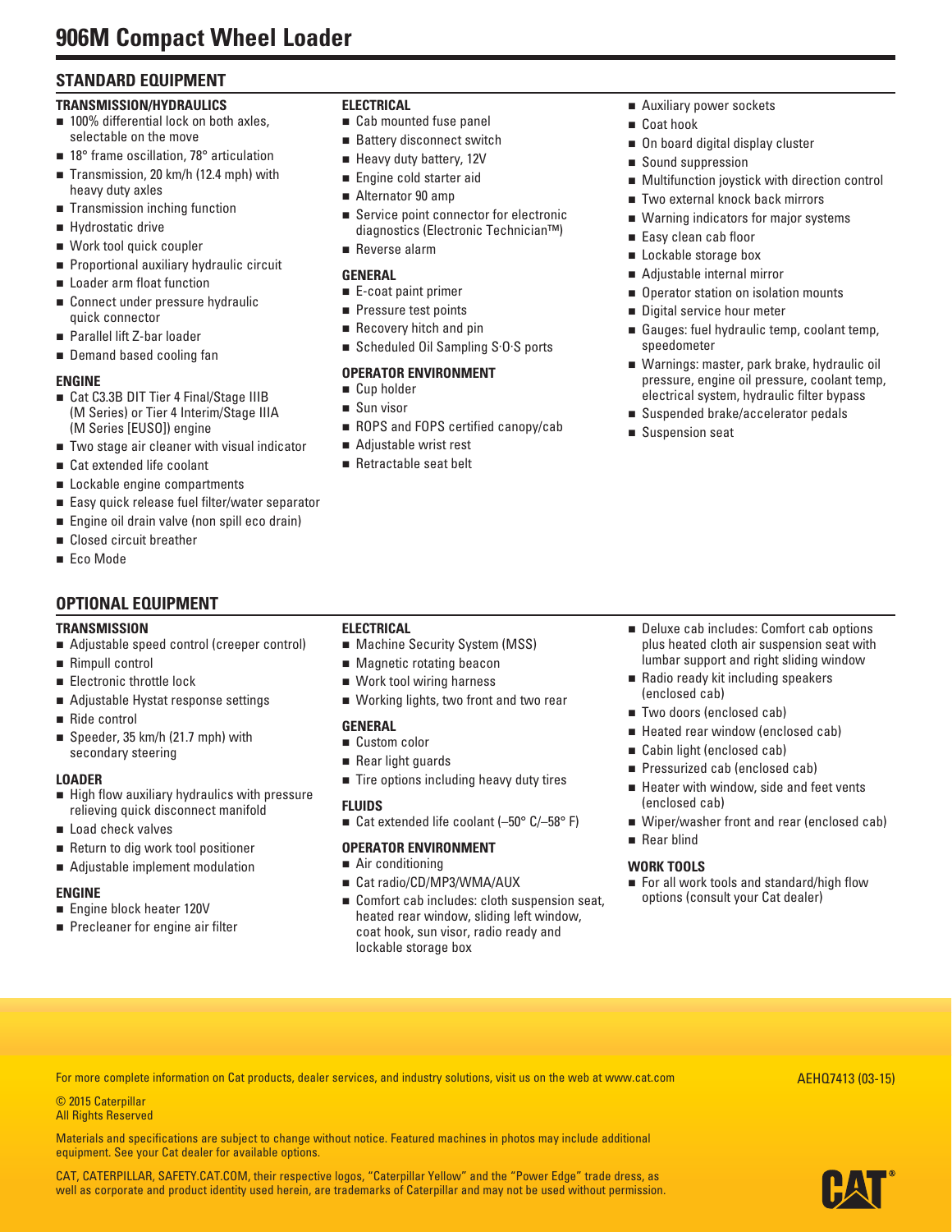# 906M Compact Wheel Loader

## STANDARD EQUIPMENT

### TRANSMISSION/HYDRAULICS

- 100% differential lock on both axles, selectable on the move
- 18° frame oscillation, 78° articulation
- Transmission, 20 km/h (12.4 mph) with heavy duty axles
- Transmission inching function
- Hydrostatic drive
- Work tool quick coupler
- Proportional auxiliary hydraulic circuit
- Loader arm float function
- Connect under pressure hydraulic quick connector
- Parallel lift Z-bar loader
- Demand based cooling fan

### ENGINE

- Cat C3.3B DIT Tier 4 Final/Stage IIIB (M Series) or Tier 4 Interim/Stage IIIA (M Series [EUSO]) engine
- Two stage air cleaner with visual indicator
- Cat extended life coolant
- Lockable engine compartments
- Easy quick release fuel filter/water separator
- Engine oil drain valve (non spill eco drain)
- Closed circuit breather
- Eco Mode

### ELECTRICAL

- Cab mounted fuse panel
- Battery disconnect switch
- Heavy duty battery, 12V
- Engine cold starter aid
- Alternator 90 amp
- Service point connector for electronic diagnostics (Electronic Technician™)
- Reverse alarm

### GENERAL

- E-coat paint primer
- Pressure test points
- Recovery hitch and pin
- Scheduled Oil Sampling S·O·S ports

### OPERATOR ENVIRONMENT

- Cup holder
- Sun visor
- ROPS and FOPS certified canopy/cab
- Adjustable wrist rest
- Retractable seat belt
- Auxiliary power sockets
- Coat hook
- On board digital display cluster
- Sound suppression
- Multifunction joystick with direction control
- Two external knock back mirrors
- Warning indicators for major systems
- Easy clean cab floor
- Lockable storage box
- Adjustable internal mirror
- Operator station on isolation mounts
- Digital service hour meter
- Gauges: fuel hydraulic temp, coolant temp, speedometer
- Warnings: master, park brake, hydraulic oil pressure, engine oil pressure, coolant temp, electrical system, hydraulic filter bypass
- Suspended brake/accelerator pedals
- Suspension seat

## OPTIONAL EQUIPMENT

### TRANSMISSION

- Adjustable speed control (creeper control)
- Rimpull control
- Electronic throttle lock
- Adjustable Hystat response settings
- Ride control
- Speeder, 35 km/h (21.7 mph) with secondary steering

### LOADER

- High flow auxiliary hydraulics with pressure relieving quick disconnect manifold
- Load check valves
- Return to dig work tool positioner
- Adjustable implement modulation

### ENGINE

- Engine block heater 120V
- Precleaner for engine air filter

### ELECTRICAL

- Machine Security System (MSS)
- Magnetic rotating beacon
- Work tool wiring harness
- Working lights, two front and two rear

### GENERAL

- Custom color
- Rear light guards
- Tire options including heavy duty tires

### FLUIDS

- Cat extended life coolant (–50° C/–58° F)

### OPERATOR ENVIRONMENT

- Air conditioning
- Cat radio/CD/MP3/WMA/AUX
- Comfort cab includes: cloth suspension seat, heated rear window, sliding left window, coat hook, sun visor, radio ready and lockable storage box
- Deluxe cab includes: Comfort cab options plus heated cloth air suspension seat with lumbar support and right sliding window
- Radio ready kit including speakers (enclosed cab)
- Two doors (enclosed cab)
- Heated rear window (enclosed cab)
- Cabin light (enclosed cab)
- Pressurized cab (enclosed cab)
- Heater with window, side and feet vents (enclosed cab)
- Wiper/washer front and rear (enclosed cab)
- Rear blind

### WORK TOOLS

- For all work tools and standard/high flow options (consult your Cat dealer)

For more complete information on Cat products, dealer services, and industry solutions, visit us on the web at www.cat.com

AEHQ7413 (03-15)

© 2015 Caterpillar
All Rights Reserved

Materials and specifications are subject to change without notice. Featured machines in photos may include additional equipment. See your Cat dealer for available options.

CAT, CATERPILLAR, SAFETY.CAT.COM, their respective logos, "Caterpillar Yellow" and the "Power Edge" trade dress, as well as corporate and product identity used herein, are trademarks of Caterpillar and may not be used without permission.